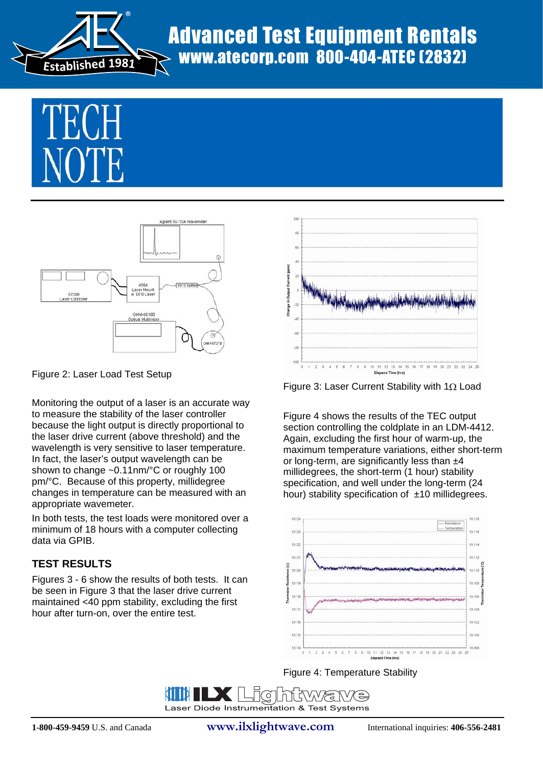# TECH NOTE

Figure 2: Laser Load Test Setup

Monitoring the output of a laser is an accurate way to measure the stability of the laser controller because the light output is directly proportional to the laser drive current (above threshold) and the wavelength is very sensitive to laser temperature. In fact, the laser's output wavelength can be shown to change ~0.11nm/°C or roughly 100 pm/°C. Because of this property, millidegree changes in temperature can be measured with an appropriate wavemeter.

In both tests, the test loads were monitored over a minimum of 18 hours with a computer collecting data via GPIB.

## TEST RESULTS

Figures 3 - 6 show the results of both tests. It can be seen in Figure 3 that the laser drive current maintained <40 ppm stability, excluding the first hour after turn-on, over the entire test.

Figure 3: Laser Current Stability with 1Ω Load

Figure 4 shows the results of the TEC output section controlling the coldplate in an LDM-4412. Again, excluding the first hour of warm-up, the maximum temperature variations, either short-term or long-term, are significantly less than ±4 millidegrees, the short-term (1 hour) stability specification, and well under the long-term (24 hour) stability specification of ±10 millidegrees.

Figure 4: Temperature Stability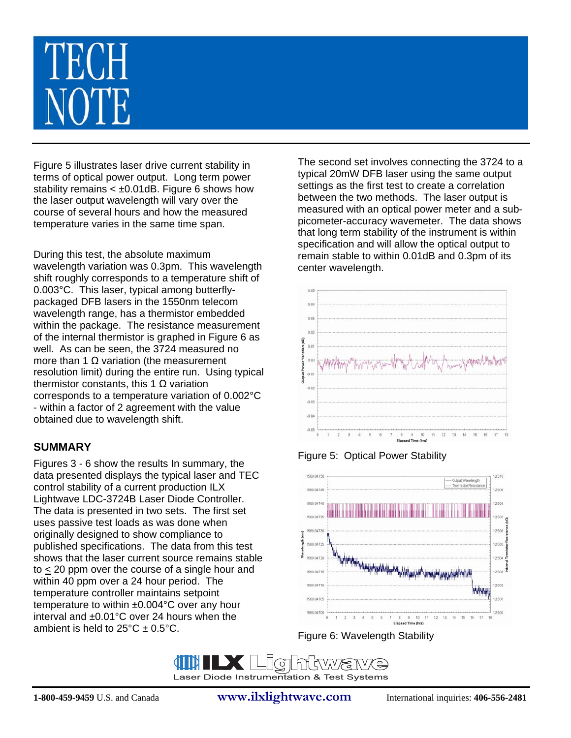# TECH NOTE

Figure 5 illustrates laser drive current stability in terms of optical power output. Long term power stability remains < ±0.01dB. Figure 6 shows how the laser output wavelength will vary over the course of several hours and how the measured temperature varies in the same time span.

During this test, the absolute maximum wavelength variation was 0.3pm. This wavelength shift roughly corresponds to a temperature shift of 0.003°C. This laser, typical among butterfly-packaged DFB lasers in the 1550nm telecom wavelength range, has a thermistor embedded within the package. The resistance measurement of the internal thermistor is graphed in Figure 6 as well. As can be seen, the 3724 measured no more than 1 Ω variation (the measurement resolution limit) during the entire run. Using typical thermistor constants, this 1 Ω variation corresponds to a temperature variation of 0.002°C - within a factor of 2 agreement with the value obtained due to wavelength shift.

## SUMMARY

Figures 3 - 6 show the results In summary, the data presented displays the typical laser and TEC control stability of a current production ILX Lightwave LDC-3724B Laser Diode Controller. The data is presented in two sets. The first set uses passive test loads as was done when originally designed to show compliance to published specifications. The data from this test shows that the laser current source remains stable to ≤ 20 ppm over the course of a single hour and within 40 ppm over a 24 hour period. The temperature controller maintains setpoint temperature to within ±0.004°C over any hour interval and ±0.01°C over 24 hours when the ambient is held to 25°C ± 0.5°C.

The second set involves connecting the 3724 to a typical 20mW DFB laser using the same output settings as the first test to create a correlation between the two methods. The laser output is measured with an optical power meter and a sub-picometer-accuracy wavemeter. The data shows that long term stability of the instrument is within specification and will allow the optical output to remain stable to within 0.01dB and 0.3pm of its center wavelength.

Output Power Variation (dB)
0.05
0.04
0.03
0.02
0.01
0.00
-0.01
-0.02
-0.03
-0.04
-0.05
0 1 2 3 4 5 6 7 8 9 10 11 12 13 14 15 16 17 18
Elapsed Time (hrs)

Figure 5: Optical Power Stability

Wavelength (nm)
1568.04750
1568.04745
1568.04740
1568.04735
1568.04730
1568.04725
1568.04720
1568.04715
1568.04710
1568.04705
1568.04700
Internal Thermistor Resistance (kΩ)
12510
12509
12508
12507
12506
12505
12504
12503
12502
12501
12500
Output Wavelength
Thermistor Resistance
0 1 2 3 4 5 6 7 8 9 10 11 12 13 14 15 16 17 18
Elapsed Time (hrs)

Figure 6: Wavelength Stability

ILX Lightwave
Laser Diode Instrumentation & Test Systems

**1-800-459-9459** U.S. and Canada **www.ilxlightwave.com** International inquiries: **406-556-2481**